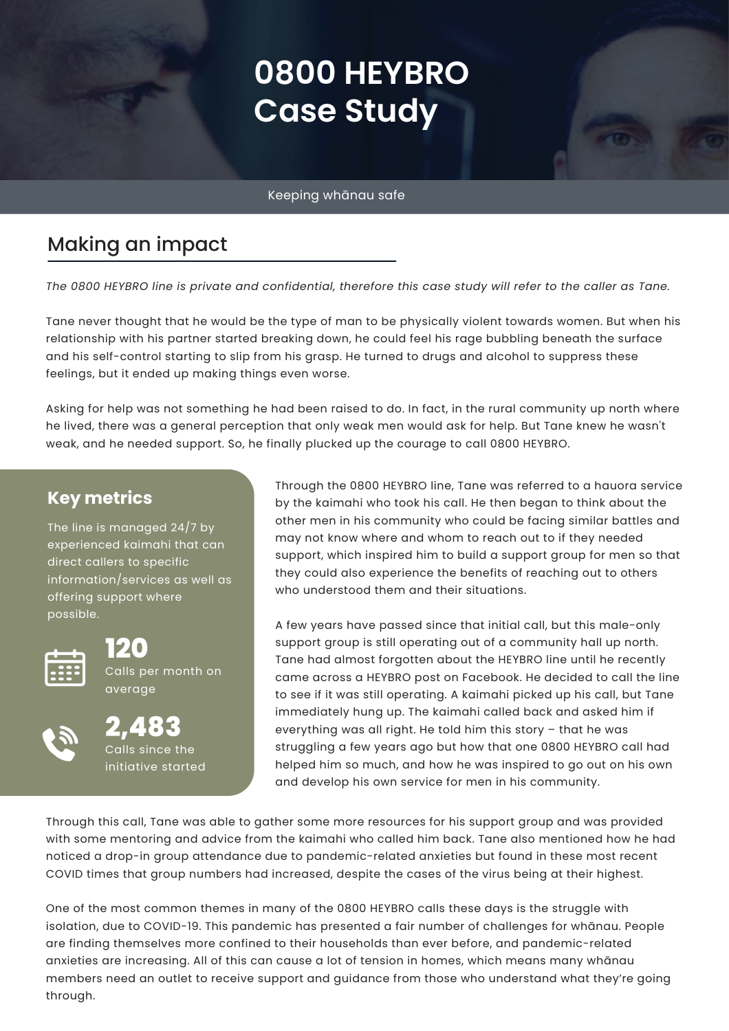# 0800 HEYBRO Case Study

Keeping whānau safe

## Making an impact

*The 0800 HEYBRO line is private and confidential, therefore this case study will refer to the caller as Tane.*

Tane never thought that he would be the type of man to be physically violent towards women. But when his relationship with his partner started breaking down, he could feel his rage bubbling beneath the surface and his self-control starting to slip from his grasp. He turned to drugs and alcohol to suppress these feelings, but it ended up making things even worse.

Asking for help was not something he had been raised to do. In fact, in the rural community up north where he lived, there was a general perception that only weak men would ask for help. But Tane knew he wasn't weak, and he needed support. So, he finally plucked up the courage to call 0800 HEYBRO.

### Key metrics

The line is managed 24/7 by experienced kaimahi that can direct callers to specific information/services as well as offering support where possible.

**120**
Calls per month on average

**2,483**
Calls since the initiative started

Through the 0800 HEYBRO line, Tane was referred to a hauora service by the kaimahi who took his call. He then began to think about the other men in his community who could be facing similar battles and may not know where and whom to reach out to if they needed support, which inspired him to build a support group for men so that they could also experience the benefits of reaching out to others who understood them and their situations.

A few years have passed since that initial call, but this male-only support group is still operating out of a community hall up north. Tane had almost forgotten about the HEYBRO line until he recently came across a HEYBRO post on Facebook. He decided to call the line to see if it was still operating. A kaimahi picked up his call, but Tane immediately hung up. The kaimahi called back and asked him if everything was all right. He told him this story – that he was struggling a few years ago but how that one 0800 HEYBRO call had helped him so much, and how he was inspired to go out on his own and develop his own service for men in his community.

Through this call, Tane was able to gather some more resources for his support group and was provided with some mentoring and advice from the kaimahi who called him back. Tane also mentioned how he had noticed a drop-in group attendance due to pandemic-related anxieties but found in these most recent COVID times that group numbers had increased, despite the cases of the virus being at their highest.

One of the most common themes in many of the 0800 HEYBRO calls these days is the struggle with isolation, due to COVID-19. This pandemic has presented a fair number of challenges for whānau. People are finding themselves more confined to their households than ever before, and pandemic-related anxieties are increasing. All of this can cause a lot of tension in homes, which means many whānau members need an outlet to receive support and guidance from those who understand what they're going through.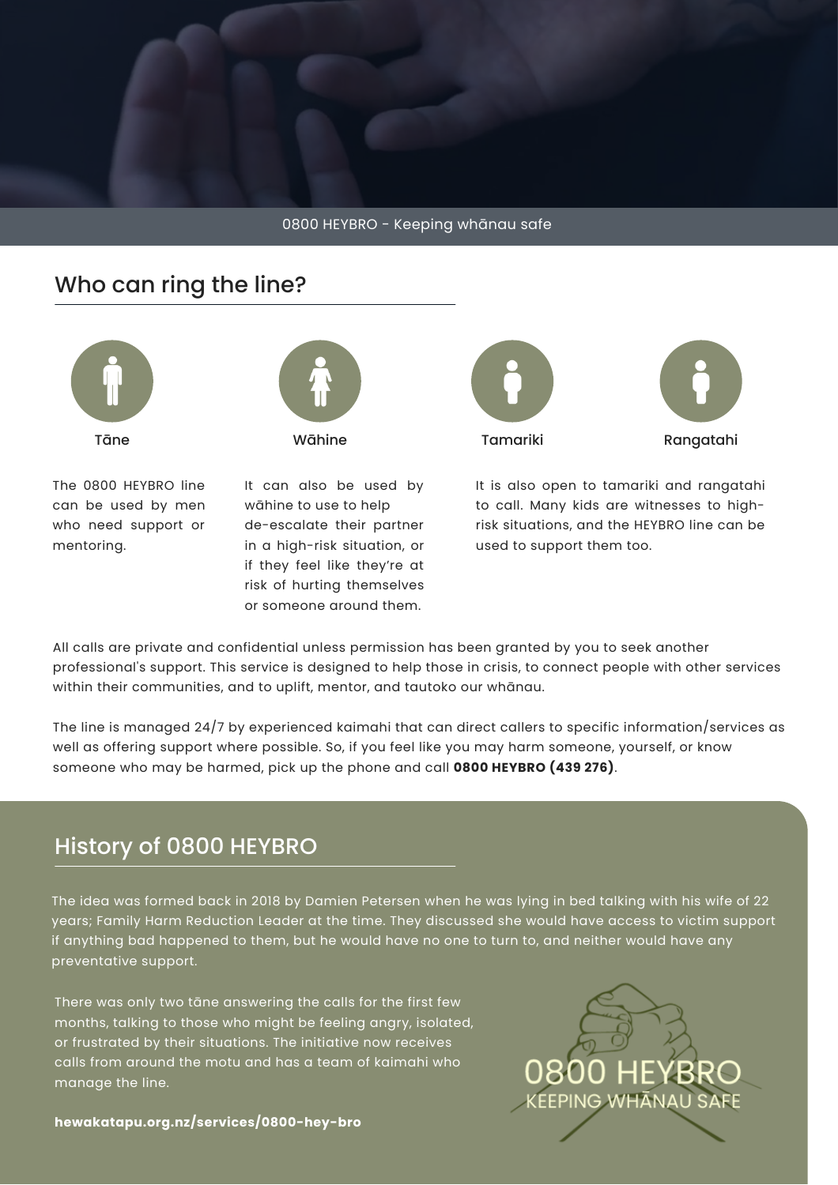0800 HEYBRO - Keeping whānau safe

## Who can ring the line?

**Tāne**

The 0800 HEYBRO line can be used by men who need support or mentoring.

**Wāhine**

It can also be used by wāhine to use to help de-escalate their partner in a high-risk situation, or if they feel like they're at risk of hurting themselves or someone around them.

**Tamariki**

**Rangatahi**

It is also open to tamariki and rangatahi to call. Many kids are witnesses to high-risk situations, and the HEYBRO line can be used to support them too.

All calls are private and confidential unless permission has been granted by you to seek another professional's support. This service is designed to help those in crisis, to connect people with other services within their communities, and to uplift, mentor, and tautoko our whānau.

The line is managed 24/7 by experienced kaimahi that can direct callers to specific information/services as well as offering support where possible. So, if you feel like you may harm someone, yourself, or know someone who may be harmed, pick up the phone and call **0800 HEYBRO (439 276)**.

## History of 0800 HEYBRO

The idea was formed back in 2018 by Damien Petersen when he was lying in bed talking with his wife of 22 years; Family Harm Reduction Leader at the time. They discussed she would have access to victim support if anything bad happened to them, but he would have no one to turn to, and neither would have any preventative support.

There was only two tāne answering the calls for the first few months, talking to those who might be feeling angry, isolated, or frustrated by their situations. The initiative now receives calls from around the motu and has a team of kaimahi who manage the line.

**hewakatapu.org.nz/services/0800-hey-bro**

0800 HEYBRO
KEEPING WHĀNAU SAFE